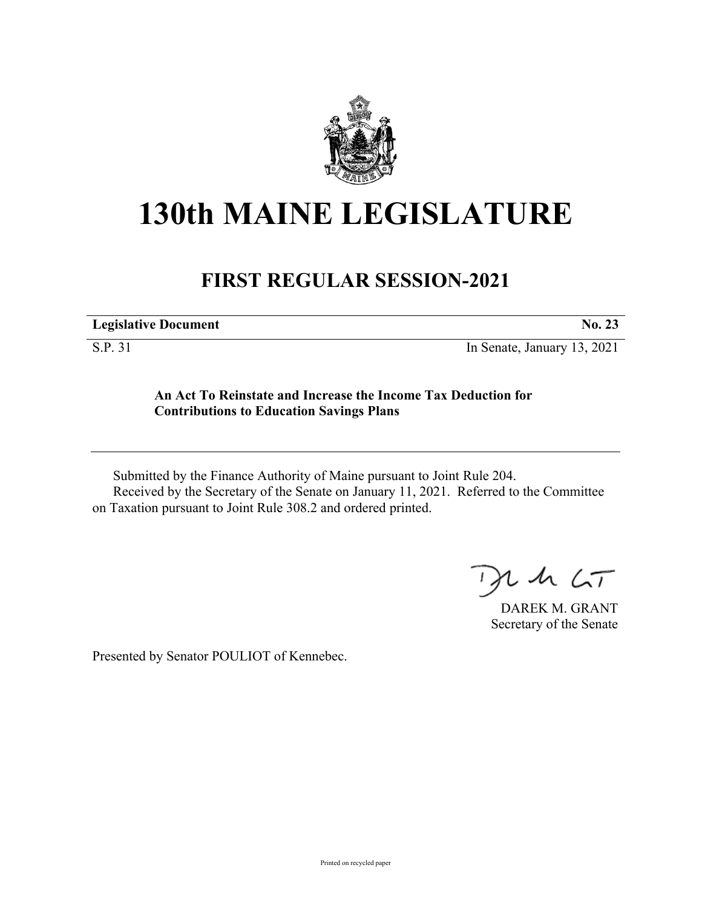# 130th MAINE LEGISLATURE

## FIRST REGULAR SESSION-2021

| **Legislative Document** | **No. 23** |
|---|---|
| S.P. 31 | In Senate, January 13, 2021 |

**An Act To Reinstate and Increase the Income Tax Deduction for Contributions to Education Savings Plans**

Submitted by the Finance Authority of Maine pursuant to Joint Rule 204.

Received by the Secretary of the Senate on January 11, 2021. Referred to the Committee on Taxation pursuant to Joint Rule 308.2 and ordered printed.

DAREK M. GRANT
Secretary of the Senate

Presented by Senator POULIOT of Kennebec.

Printed on recycled paper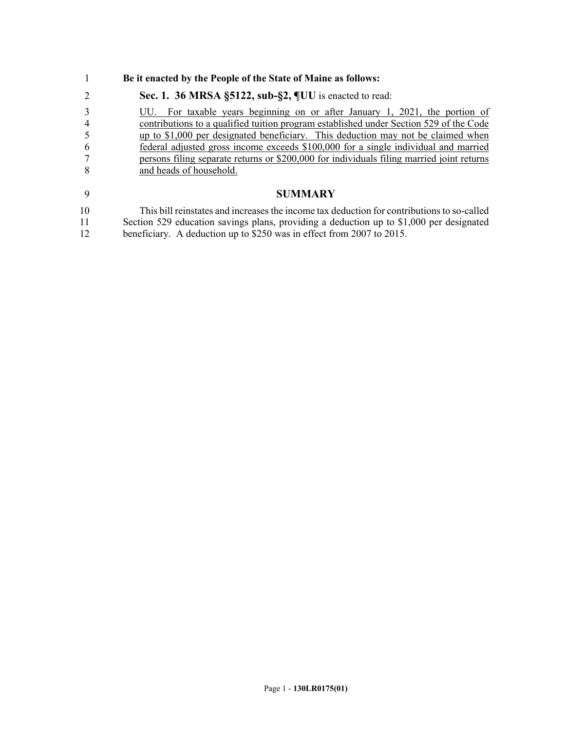**Be it enacted by the People of the State of Maine as follows:**

**Sec. 1. 36 MRSA §5122, sub-§2, ¶UU** is enacted to read:

UU. For taxable years beginning on or after January 1, 2021, the portion of contributions to a qualified tuition program established under Section 529 of the Code up to $1,000 per designated beneficiary. This deduction may not be claimed when federal adjusted gross income exceeds $100,000 for a single individual and married persons filing separate returns or $200,000 for individuals filing married joint returns and heads of household.

## SUMMARY

This bill reinstates and increases the income tax deduction for contributions to so-called Section 529 education savings plans, providing a deduction up to $1,000 per designated beneficiary. A deduction up to $250 was in effect from 2007 to 2015.